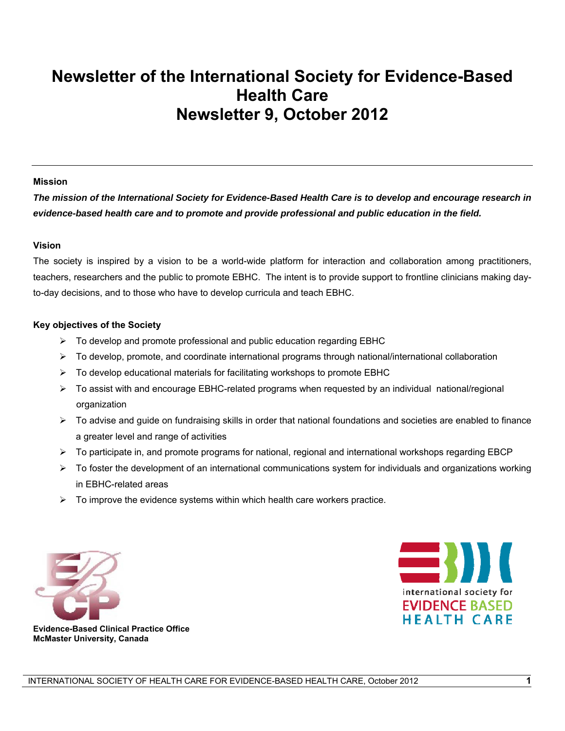# Newsletter of the International Society for Evidence-Based Health Care
# Newsletter 9, October 2012

---

**Mission**

***The mission of the International Society for Evidence-Based Health Care is to develop and encourage research in evidence-based health care and to promote and provide professional and public education in the field.***

**Vision**

The society is inspired by a vision to be a world-wide platform for interaction and collaboration among practitioners, teachers, researchers and the public to promote EBHC. The intent is to provide support to frontline clinicians making day-to-day decisions, and to those who have to develop curricula and teach EBHC.

**Key objectives of the Society**

- To develop and promote professional and public education regarding EBHC
- To develop, promote, and coordinate international programs through national/international collaboration
- To develop educational materials for facilitating workshops to promote EBHC
- To assist with and encourage EBHC-related programs when requested by an individual national/regional organization
- To advise and guide on fundraising skills in order that national foundations and societies are enabled to finance a greater level and range of activities
- To participate in, and promote programs for national, regional and international workshops regarding EBCP
- To foster the development of an international communications system for individuals and organizations working in EBHC-related areas
- To improve the evidence systems within which health care workers practice.

**Evidence-Based Clinical Practice Office**
**McMaster University, Canada**

international society for
EVIDENCE BASED
HEALTH CARE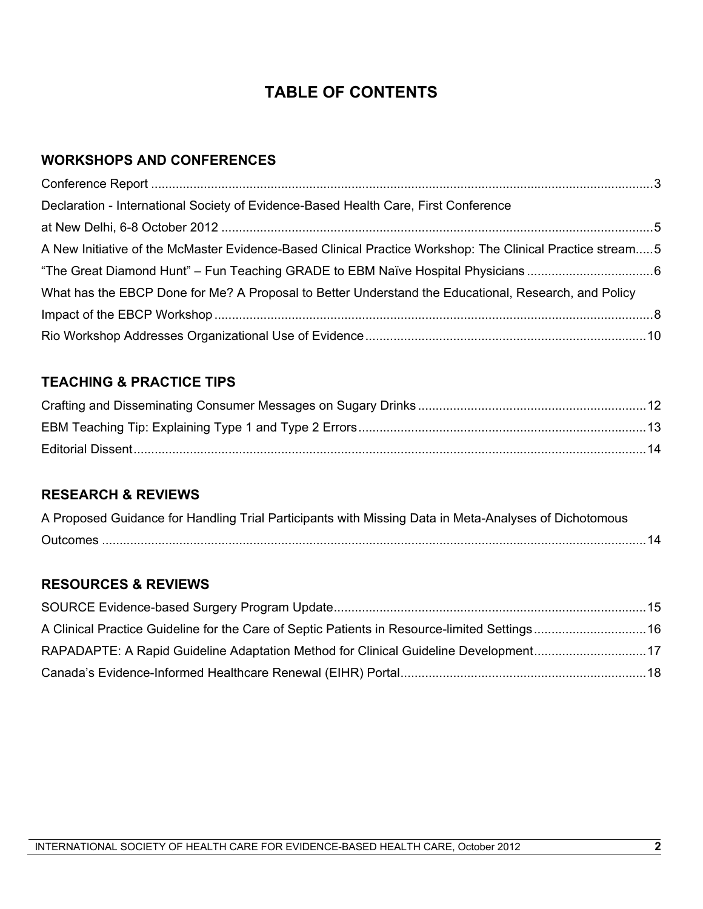# TABLE OF CONTENTS

## WORKSHOPS AND CONFERENCES

Conference Report ........................................................................................................................................3

Declaration - International Society of Evidence-Based Health Care, First Conference at New Delhi, 6-8 October 2012 ..........................................................................................................................5

A New Initiative of the McMaster Evidence-Based Clinical Practice Workshop: The Clinical Practice stream.....5

"The Great Diamond Hunt" – Fun Teaching GRADE to EBM Naïve Hospital Physicians ....................................6

What has the EBCP Done for Me? A Proposal to Better Understand the Educational, Research, and Policy Impact of the EBCP Workshop ..............................................................................................................8

Rio Workshop Addresses Organizational Use of Evidence ................................................................................10

## TEACHING & PRACTICE TIPS

Crafting and Disseminating Consumer Messages on Sugary Drinks .................................................................12

EBM Teaching Tip: Explaining Type 1 and Type 2 Errors ..................................................................................13

Editorial Dissent..................................................................................................................................................14

## RESEARCH & REVIEWS

A Proposed Guidance for Handling Trial Participants with Missing Data in Meta-Analyses of Dichotomous Outcomes ..........................................................................................................................................14

## RESOURCES & REVIEWS

SOURCE Evidence-based Surgery Program Update.........................................................................................15

A Clinical Practice Guideline for the Care of Septic Patients in Resource-limited Settings ................................16

RAPADAPTE: A Rapid Guideline Adaptation Method for Clinical Guideline Development................................17

Canada's Evidence-Informed Healthcare Renewal (EIHR) Portal......................................................................18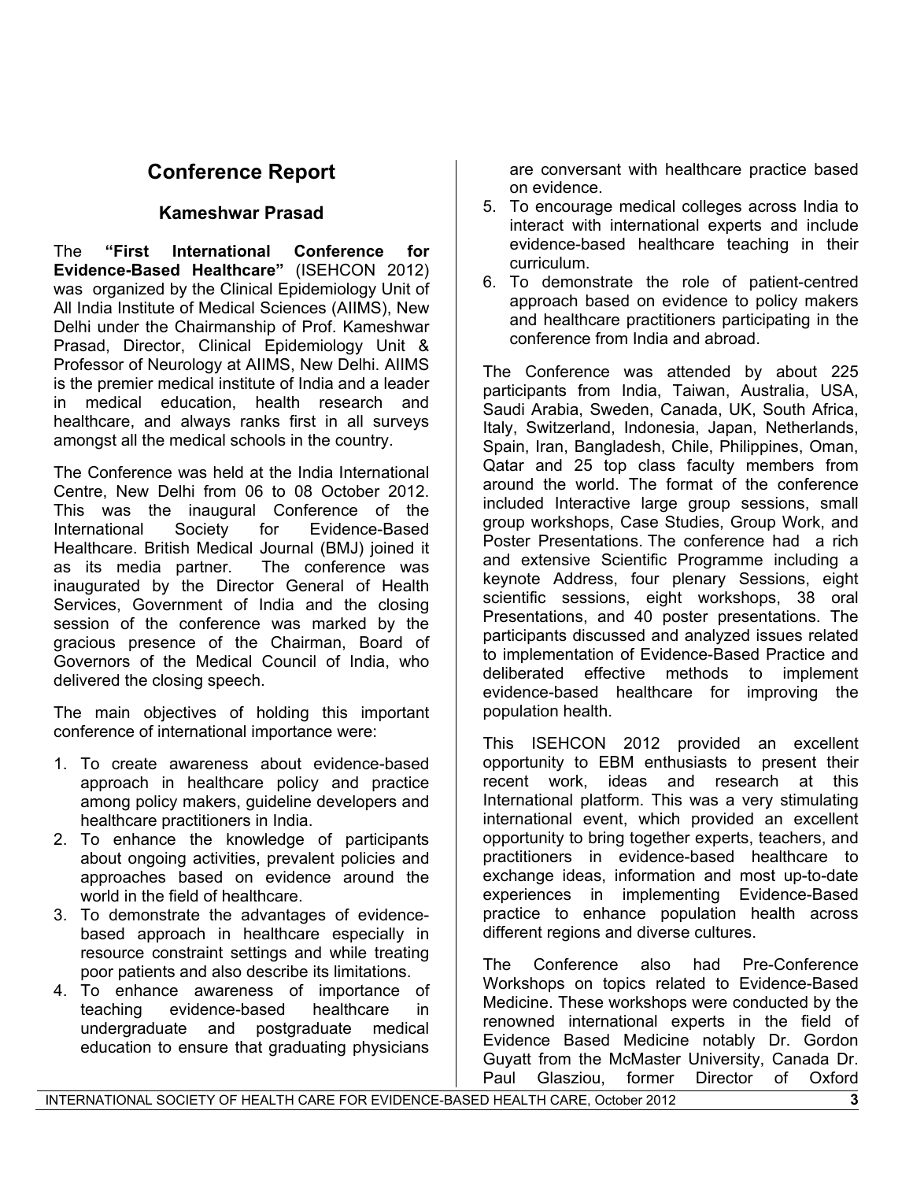# Conference Report

## Kameshwar Prasad

The **"First International Conference for Evidence-Based Healthcare"** (ISEHCON 2012) was organized by the Clinical Epidemiology Unit of All India Institute of Medical Sciences (AIIMS), New Delhi under the Chairmanship of Prof. Kameshwar Prasad, Director, Clinical Epidemiology Unit & Professor of Neurology at AIIMS, New Delhi. AIIMS is the premier medical institute of India and a leader in medical education, health research and healthcare, and always ranks first in all surveys amongst all the medical schools in the country.

The Conference was held at the India International Centre, New Delhi from 06 to 08 October 2012. This was the inaugural Conference of the International Society for Evidence-Based Healthcare. British Medical Journal (BMJ) joined it as its media partner. The conference was inaugurated by the Director General of Health Services, Government of India and the closing session of the conference was marked by the gracious presence of the Chairman, Board of Governors of the Medical Council of India, who delivered the closing speech.

The main objectives of holding this important conference of international importance were:

1. To create awareness about evidence-based approach in healthcare policy and practice among policy makers, guideline developers and healthcare practitioners in India.
2. To enhance the knowledge of participants about ongoing activities, prevalent policies and approaches based on evidence around the world in the field of healthcare.
3. To demonstrate the advantages of evidence-based approach in healthcare especially in resource constraint settings and while treating poor patients and also describe its limitations.
4. To enhance awareness of importance of teaching evidence-based healthcare in undergraduate and postgraduate medical education to ensure that graduating physicians are conversant with healthcare practice based on evidence.
5. To encourage medical colleges across India to interact with international experts and include evidence-based healthcare teaching in their curriculum.
6. To demonstrate the role of patient-centred approach based on evidence to policy makers and healthcare practitioners participating in the conference from India and abroad.

The Conference was attended by about 225 participants from India, Taiwan, Australia, USA, Saudi Arabia, Sweden, Canada, UK, South Africa, Italy, Switzerland, Indonesia, Japan, Netherlands, Spain, Iran, Bangladesh, Chile, Philippines, Oman, Qatar and 25 top class faculty members from around the world. The format of the conference included Interactive large group sessions, small group workshops, Case Studies, Group Work, and Poster Presentations. The conference had a rich and extensive Scientific Programme including a keynote Address, four plenary Sessions, eight scientific sessions, eight workshops, 38 oral Presentations, and 40 poster presentations. The participants discussed and analyzed issues related to implementation of Evidence-Based Practice and deliberated effective methods to implement evidence-based healthcare for improving the population health.

This ISEHCON 2012 provided an excellent opportunity to EBM enthusiasts to present their recent work, ideas and research at this International platform. This was a very stimulating international event, which provided an excellent opportunity to bring together experts, teachers, and practitioners in evidence-based healthcare to exchange ideas, information and most up-to-date experiences in implementing Evidence-Based practice to enhance population health across different regions and diverse cultures.

The Conference also had Pre-Conference Workshops on topics related to Evidence-Based Medicine. These workshops were conducted by the renowned international experts in the field of Evidence Based Medicine notably Dr. Gordon Guyatt from the McMaster University, Canada Dr. Paul Glasziou, former Director of Oxford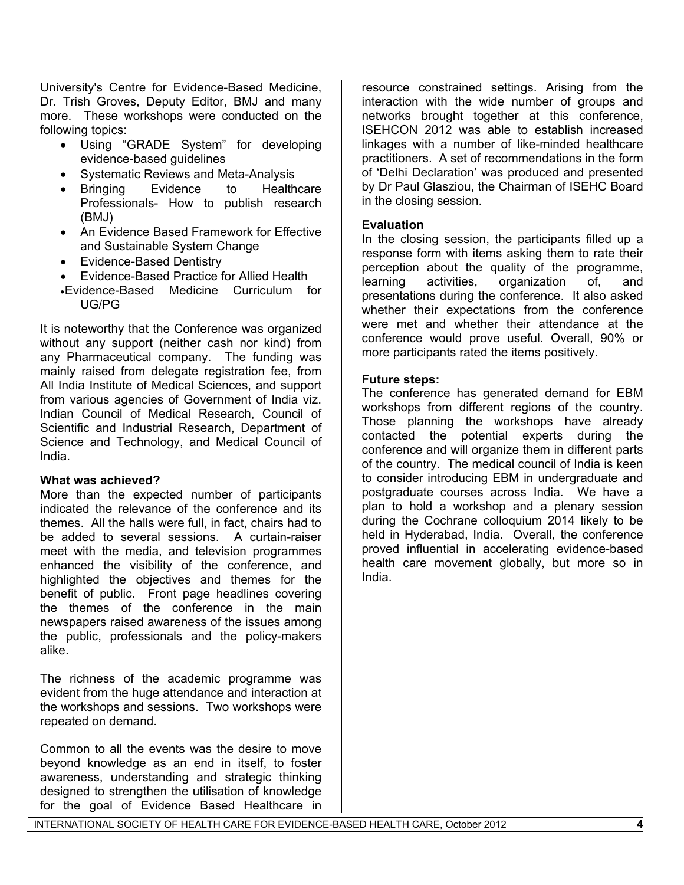University's Centre for Evidence-Based Medicine, Dr. Trish Groves, Deputy Editor, BMJ and many more. These workshops were conducted on the following topics:

- Using "GRADE System" for developing evidence-based guidelines
- Systematic Reviews and Meta-Analysis
- Bringing Evidence to Healthcare Professionals- How to publish research (BMJ)
- An Evidence Based Framework for Effective and Sustainable System Change
- Evidence-Based Dentistry
- Evidence-Based Practice for Allied Health
- Evidence-Based Medicine Curriculum for UG/PG

It is noteworthy that the Conference was organized without any support (neither cash nor kind) from any Pharmaceutical company. The funding was mainly raised from delegate registration fee, from All India Institute of Medical Sciences, and support from various agencies of Government of India viz. Indian Council of Medical Research, Council of Scientific and Industrial Research, Department of Science and Technology, and Medical Council of India.

**What was achieved?**

More than the expected number of participants indicated the relevance of the conference and its themes. All the halls were full, in fact, chairs had to be added to several sessions. A curtain-raiser meet with the media, and television programmes enhanced the visibility of the conference, and highlighted the objectives and themes for the benefit of public. Front page headlines covering the themes of the conference in the main newspapers raised awareness of the issues among the public, professionals and the policy-makers alike.

The richness of the academic programme was evident from the huge attendance and interaction at the workshops and sessions. Two workshops were repeated on demand.

Common to all the events was the desire to move beyond knowledge as an end in itself, to foster awareness, understanding and strategic thinking designed to strengthen the utilisation of knowledge for the goal of Evidence Based Healthcare in resource constrained settings. Arising from the interaction with the wide number of groups and networks brought together at this conference, ISEHCON 2012 was able to establish increased linkages with a number of like-minded healthcare practitioners. A set of recommendations in the form of 'Delhi Declaration' was produced and presented by Dr Paul Glasziou, the Chairman of ISEHC Board in the closing session.

**Evaluation**

In the closing session, the participants filled up a response form with items asking them to rate their perception about the quality of the programme, learning activities, organization of, and presentations during the conference. It also asked whether their expectations from the conference were met and whether their attendance at the conference would prove useful. Overall, 90% or more participants rated the items positively.

**Future steps:**

The conference has generated demand for EBM workshops from different regions of the country. Those planning the workshops have already contacted the potential experts during the conference and will organize them in different parts of the country. The medical council of India is keen to consider introducing EBM in undergraduate and postgraduate courses across India. We have a plan to hold a workshop and a plenary session during the Cochrane colloquium 2014 likely to be held in Hyderabad, India. Overall, the conference proved influential in accelerating evidence-based health care movement globally, but more so in India.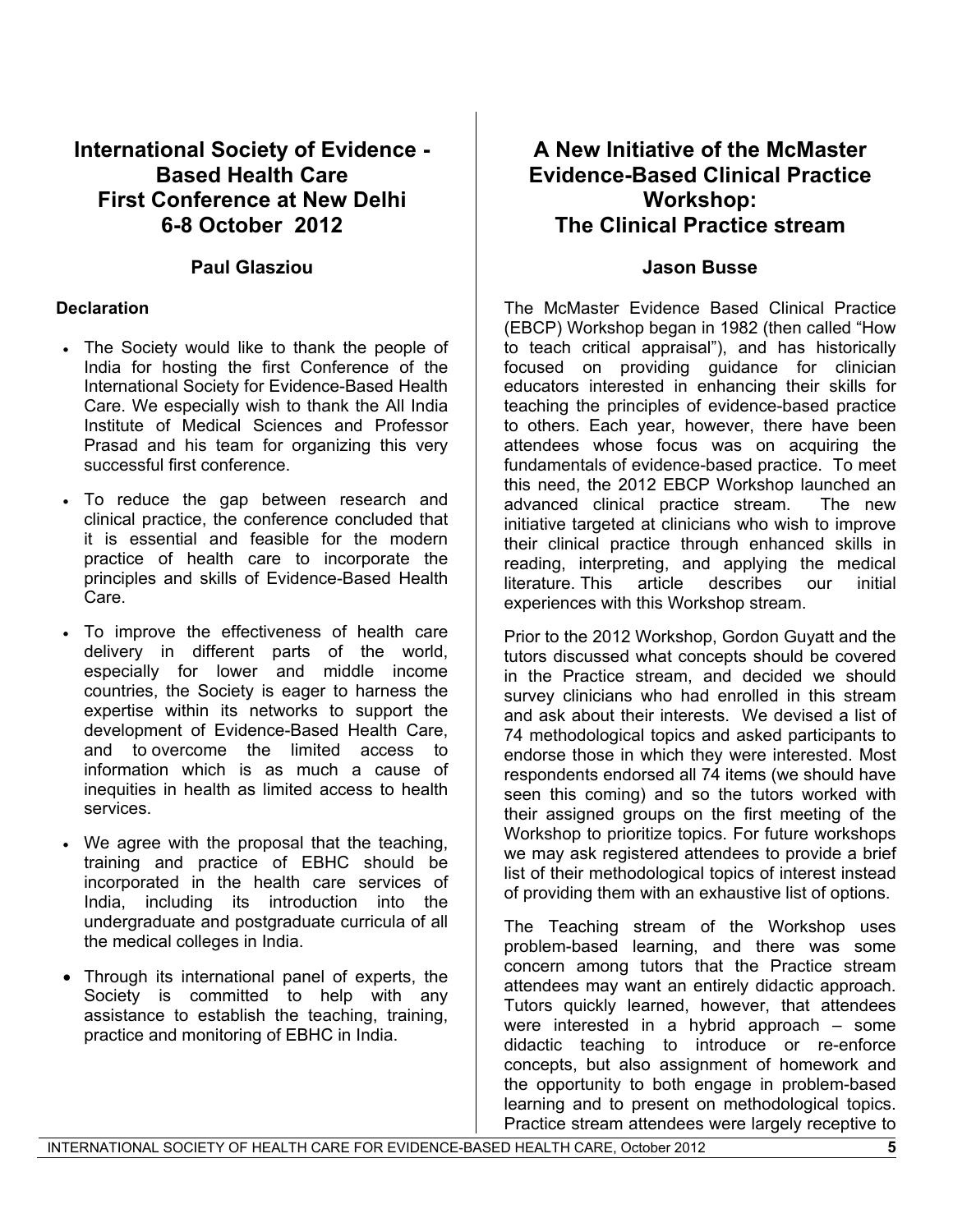## International Society of Evidence - Based Health Care First Conference at New Delhi 6-8 October 2012

### Paul Glasziou

**Declaration**

- The Society would like to thank the people of India for hosting the first Conference of the International Society for Evidence-Based Health Care. We especially wish to thank the All India Institute of Medical Sciences and Professor Prasad and his team for organizing this very successful first conference.
- To reduce the gap between research and clinical practice, the conference concluded that it is essential and feasible for the modern practice of health care to incorporate the principles and skills of Evidence-Based Health Care.
- To improve the effectiveness of health care delivery in different parts of the world, especially for lower and middle income countries, the Society is eager to harness the expertise within its networks to support the development of Evidence-Based Health Care, and to overcome the limited access to information which is as much a cause of inequities in health as limited access to health services.
- We agree with the proposal that the teaching, training and practice of EBHC should be incorporated in the health care services of India, including its introduction into the undergraduate and postgraduate curricula of all the medical colleges in India.
- Through its international panel of experts, the Society is committed to help with any assistance to establish the teaching, training, practice and monitoring of EBHC in India.

## A New Initiative of the McMaster Evidence-Based Clinical Practice Workshop: The Clinical Practice stream

### Jason Busse

The McMaster Evidence Based Clinical Practice (EBCP) Workshop began in 1982 (then called "How to teach critical appraisal"), and has historically focused on providing guidance for clinician educators interested in enhancing their skills for teaching the principles of evidence-based practice to others. Each year, however, there have been attendees whose focus was on acquiring the fundamentals of evidence-based practice. To meet this need, the 2012 EBCP Workshop launched an advanced clinical practice stream. The new initiative targeted at clinicians who wish to improve their clinical practice through enhanced skills in reading, interpreting, and applying the medical literature. This article describes our initial experiences with this Workshop stream.

Prior to the 2012 Workshop, Gordon Guyatt and the tutors discussed what concepts should be covered in the Practice stream, and decided we should survey clinicians who had enrolled in this stream and ask about their interests. We devised a list of 74 methodological topics and asked participants to endorse those in which they were interested. Most respondents endorsed all 74 items (we should have seen this coming) and so the tutors worked with their assigned groups on the first meeting of the Workshop to prioritize topics. For future workshops we may ask registered attendees to provide a brief list of their methodological topics of interest instead of providing them with an exhaustive list of options.

The Teaching stream of the Workshop uses problem-based learning, and there was some concern among tutors that the Practice stream attendees may want an entirely didactic approach. Tutors quickly learned, however, that attendees were interested in a hybrid approach – some didactic teaching to introduce or re-enforce concepts, but also assignment of homework and the opportunity to both engage in problem-based learning and to present on methodological topics. Practice stream attendees were largely receptive to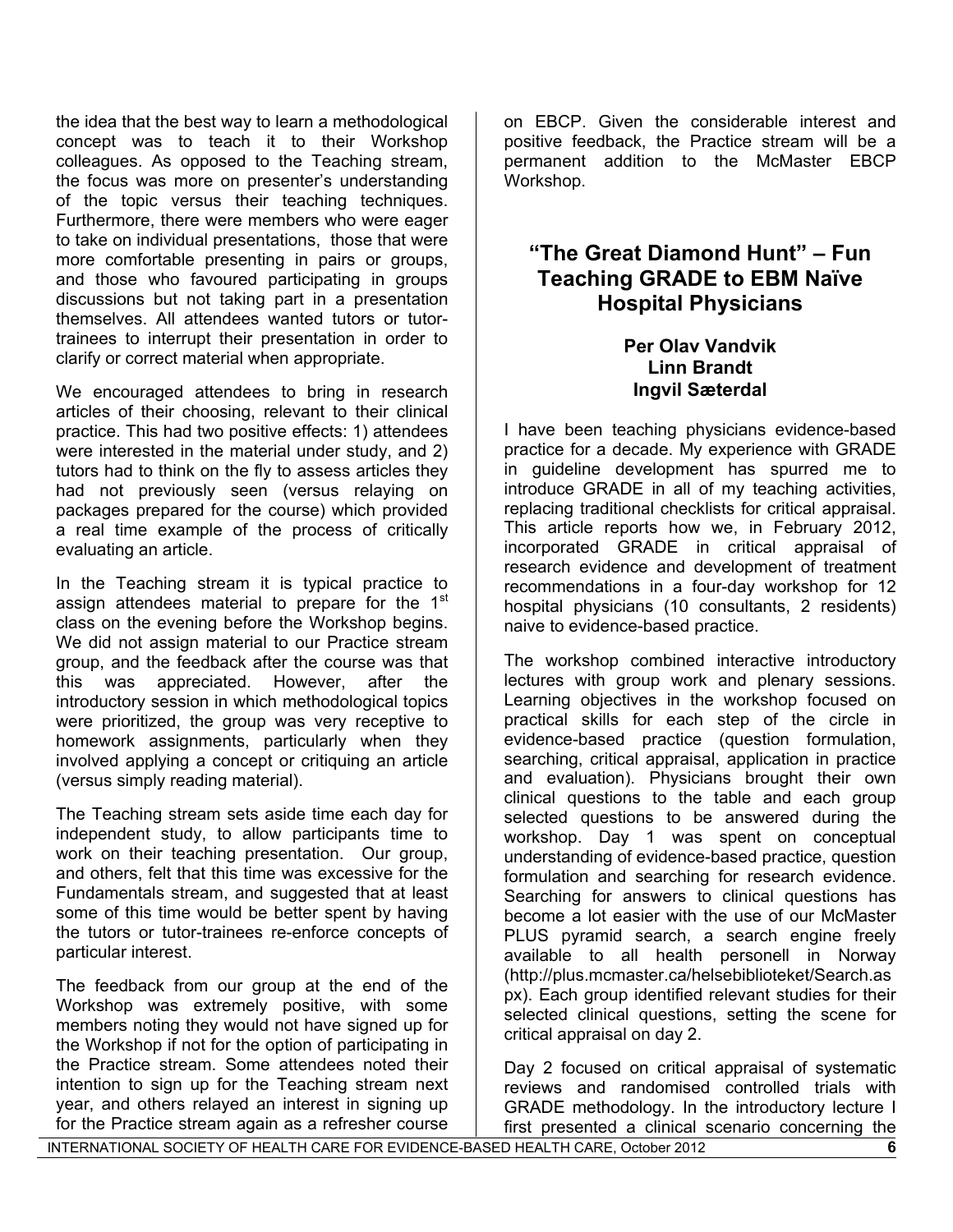the idea that the best way to learn a methodological concept was to teach it to their Workshop colleagues. As opposed to the Teaching stream, the focus was more on presenter's understanding of the topic versus their teaching techniques. Furthermore, there were members who were eager to take on individual presentations, those that were more comfortable presenting in pairs or groups, and those who favoured participating in groups discussions but not taking part in a presentation themselves. All attendees wanted tutors or tutor-trainees to interrupt their presentation in order to clarify or correct material when appropriate.

We encouraged attendees to bring in research articles of their choosing, relevant to their clinical practice. This had two positive effects: 1) attendees were interested in the material under study, and 2) tutors had to think on the fly to assess articles they had not previously seen (versus relaying on packages prepared for the course) which provided a real time example of the process of critically evaluating an article.

In the Teaching stream it is typical practice to assign attendees material to prepare for the 1st class on the evening before the Workshop begins. We did not assign material to our Practice stream group, and the feedback after the course was that this was appreciated. However, after the introductory session in which methodological topics were prioritized, the group was very receptive to homework assignments, particularly when they involved applying a concept or critiquing an article (versus simply reading material).

The Teaching stream sets aside time each day for independent study, to allow participants time to work on their teaching presentation. Our group, and others, felt that this time was excessive for the Fundamentals stream, and suggested that at least some of this time would be better spent by having the tutors or tutor-trainees re-enforce concepts of particular interest.

The feedback from our group at the end of the Workshop was extremely positive, with some members noting they would not have signed up for the Workshop if not for the option of participating in the Practice stream. Some attendees noted their intention to sign up for the Teaching stream next year, and others relayed an interest in signing up for the Practice stream again as a refresher course on EBCP. Given the considerable interest and positive feedback, the Practice stream will be a permanent addition to the McMaster EBCP Workshop.

## "The Great Diamond Hunt" – Fun Teaching GRADE to EBM Naïve Hospital Physicians

**Per Olav Vandvik**
**Linn Brandt**
**Ingvil Sæterdal**

I have been teaching physicians evidence-based practice for a decade. My experience with GRADE in guideline development has spurred me to introduce GRADE in all of my teaching activities, replacing traditional checklists for critical appraisal. This article reports how we, in February 2012, incorporated GRADE in critical appraisal of research evidence and development of treatment recommendations in a four-day workshop for 12 hospital physicians (10 consultants, 2 residents) naive to evidence-based practice.

The workshop combined interactive introductory lectures with group work and plenary sessions. Learning objectives in the workshop focused on practical skills for each step of the circle in evidence-based practice (question formulation, searching, critical appraisal, application in practice and evaluation). Physicians brought their own clinical questions to the table and each group selected questions to be answered during the workshop. Day 1 was spent on conceptual understanding of evidence-based practice, question formulation and searching for research evidence. Searching for answers to clinical questions has become a lot easier with the use of our McMaster PLUS pyramid search, a search engine freely available to all health personell in Norway (http://plus.mcmaster.ca/helsebiblioteket/Search.aspx). Each group identified relevant studies for their selected clinical questions, setting the scene for critical appraisal on day 2.

Day 2 focused on critical appraisal of systematic reviews and randomised controlled trials with GRADE methodology. In the introductory lecture I first presented a clinical scenario concerning the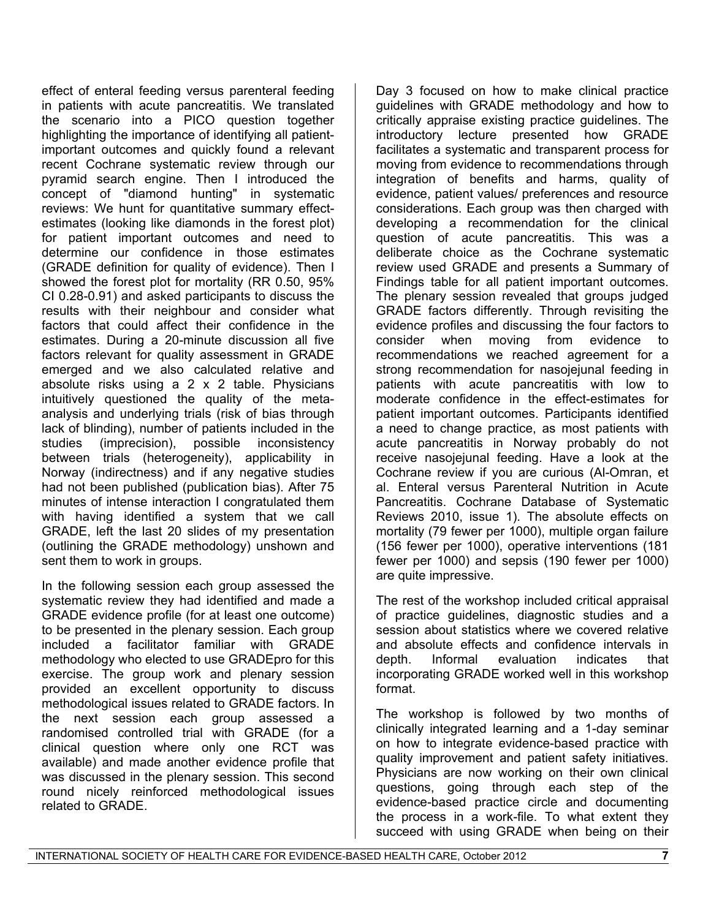effect of enteral feeding versus parenteral feeding in patients with acute pancreatitis. We translated the scenario into a PICO question together highlighting the importance of identifying all patient-important outcomes and quickly found a relevant recent Cochrane systematic review through our pyramid search engine. Then I introduced the concept of "diamond hunting" in systematic reviews: We hunt for quantitative summary effect-estimates (looking like diamonds in the forest plot) for patient important outcomes and need to determine our confidence in those estimates (GRADE definition for quality of evidence). Then I showed the forest plot for mortality (RR 0.50, 95% CI 0.28-0.91) and asked participants to discuss the results with their neighbour and consider what factors that could affect their confidence in the estimates. During a 20-minute discussion all five factors relevant for quality assessment in GRADE emerged and we also calculated relative and absolute risks using a 2 x 2 table. Physicians intuitively questioned the quality of the meta-analysis and underlying trials (risk of bias through lack of blinding), number of patients included in the studies (imprecision), possible inconsistency between trials (heterogeneity), applicability in Norway (indirectness) and if any negative studies had not been published (publication bias). After 75 minutes of intense interaction I congratulated them with having identified a system that we call GRADE, left the last 20 slides of my presentation (outlining the GRADE methodology) unshown and sent them to work in groups.

In the following session each group assessed the systematic review they had identified and made a GRADE evidence profile (for at least one outcome) to be presented in the plenary session. Each group included a facilitator familiar with GRADE methodology who elected to use GRADEpro for this exercise. The group work and plenary session provided an excellent opportunity to discuss methodological issues related to GRADE factors. In the next session each group assessed a randomised controlled trial with GRADE (for a clinical question where only one RCT was available) and made another evidence profile that was discussed in the plenary session. This second round nicely reinforced methodological issues related to GRADE.

Day 3 focused on how to make clinical practice guidelines with GRADE methodology and how to critically appraise existing practice guidelines. The introductory lecture presented how GRADE facilitates a systematic and transparent process for moving from evidence to recommendations through integration of benefits and harms, quality of evidence, patient values/ preferences and resource considerations. Each group was then charged with developing a recommendation for the clinical question of acute pancreatitis. This was a deliberate choice as the Cochrane systematic review used GRADE and presents a Summary of Findings table for all patient important outcomes. The plenary session revealed that groups judged GRADE factors differently. Through revisiting the evidence profiles and discussing the four factors to consider when moving from evidence to recommendations we reached agreement for a strong recommendation for nasojejunal feeding in patients with acute pancreatitis with low to moderate confidence in the effect-estimates for patient important outcomes. Participants identified a need to change practice, as most patients with acute pancreatitis in Norway probably do not receive nasojejunal feeding. Have a look at the Cochrane review if you are curious (Al-Omran, et al. Enteral versus Parenteral Nutrition in Acute Pancreatitis. Cochrane Database of Systematic Reviews 2010, issue 1). The absolute effects on mortality (79 fewer per 1000), multiple organ failure (156 fewer per 1000), operative interventions (181 fewer per 1000) and sepsis (190 fewer per 1000) are quite impressive.

The rest of the workshop included critical appraisal of practice guidelines, diagnostic studies and a session about statistics where we covered relative and absolute effects and confidence intervals in depth. Informal evaluation indicates that incorporating GRADE worked well in this workshop format.

The workshop is followed by two months of clinically integrated learning and a 1-day seminar on how to integrate evidence-based practice with quality improvement and patient safety initiatives. Physicians are now working on their own clinical questions, going through each step of the evidence-based practice circle and documenting the process in a work-file. To what extent they succeed with using GRADE when being on their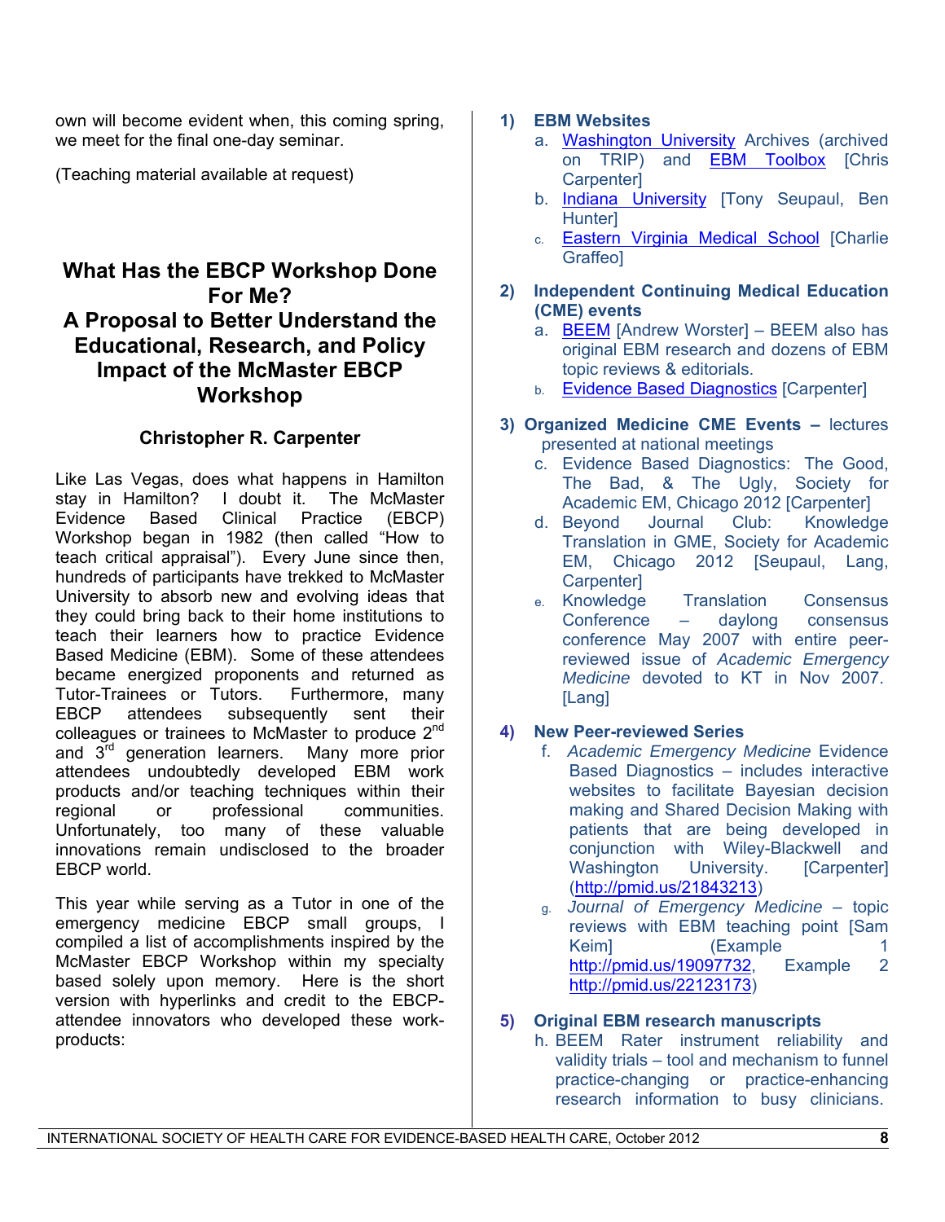own will become evident when, this coming spring, we meet for the final one-day seminar.

(Teaching material available at request)

## What Has the EBCP Workshop Done For Me? A Proposal to Better Understand the Educational, Research, and Policy Impact of the McMaster EBCP Workshop

**Christopher R. Carpenter**

Like Las Vegas, does what happens in Hamilton stay in Hamilton? I doubt it. The McMaster Evidence Based Clinical Practice (EBCP) Workshop began in 1982 (then called "How to teach critical appraisal"). Every June since then, hundreds of participants have trekked to McMaster University to absorb new and evolving ideas that they could bring back to their home institutions to teach their learners how to practice Evidence Based Medicine (EBM). Some of these attendees became energized proponents and returned as Tutor-Trainees or Tutors. Furthermore, many EBCP attendees subsequently sent their colleagues or trainees to McMaster to produce 2nd and 3rd generation learners. Many more prior attendees undoubtedly developed EBM work products and/or teaching techniques within their regional or professional communities. Unfortunately, too many of these valuable innovations remain undisclosed to the broader EBCP world.

This year while serving as a Tutor in one of the emergency medicine EBCP small groups, I compiled a list of accomplishments inspired by the McMaster EBCP Workshop within my specialty based solely upon memory. Here is the short version with hyperlinks and credit to the EBCP-attendee innovators who developed these work-products:

1) **EBM Websites**
   a. Washington University Archives (archived on TRIP) and EBM Toolbox [Chris Carpenter]
   b. Indiana University [Tony Seupaul, Ben Hunter]
   c. Eastern Virginia Medical School [Charlie Graffeo]

2) **Independent Continuing Medical Education (CME) events**
   a. BEEM [Andrew Worster] – BEEM also has original EBM research and dozens of EBM topic reviews & editorials.
   b. Evidence Based Diagnostics [Carpenter]

3) **Organized Medicine CME Events –** lectures presented at national meetings
   c. Evidence Based Diagnostics: The Good, The Bad, & The Ugly, Society for Academic EM, Chicago 2012 [Carpenter]
   d. Beyond Journal Club: Knowledge Translation in GME, Society for Academic EM, Chicago 2012 [Seupaul, Lang, Carpenter]
   e. Knowledge Translation Consensus Conference – daylong consensus conference May 2007 with entire peer-reviewed issue of *Academic Emergency Medicine* devoted to KT in Nov 2007. [Lang]

4) **New Peer-reviewed Series**
   f. *Academic Emergency Medicine* Evidence Based Diagnostics – includes interactive websites to facilitate Bayesian decision making and Shared Decision Making with patients that are being developed in conjunction with Wiley-Blackwell and Washington University. [Carpenter] (http://pmid.us/21843213)
   g. *Journal of Emergency Medicine* – topic reviews with EBM teaching point [Sam Keim] (Example 1 http://pmid.us/19097732, Example 2 http://pmid.us/22123173)

5) **Original EBM research manuscripts**
   h. BEEM Rater instrument reliability and validity trials – tool and mechanism to funnel practice-changing or practice-enhancing research information to busy clinicians.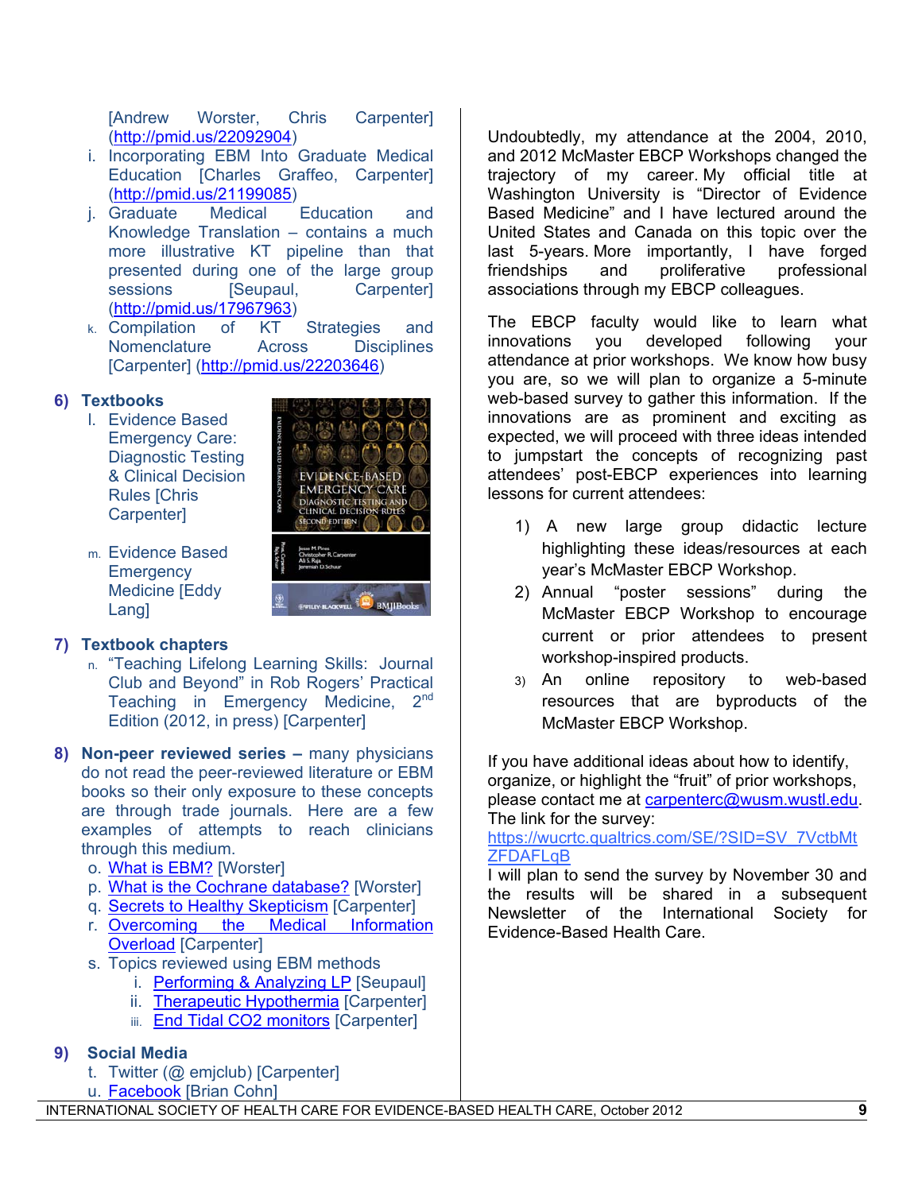[Andrew Worster, Chris Carpenter] (http://pmid.us/22092904)

i. Incorporating EBM Into Graduate Medical Education [Charles Graffeo, Carpenter] (http://pmid.us/21199085)
j. Graduate Medical Education and Knowledge Translation – contains a much more illustrative KT pipeline than that presented during one of the large group sessions [Seupaul, Carpenter] (http://pmid.us/17967963)
k. Compilation of KT Strategies and Nomenclature Across Disciplines [Carpenter] (http://pmid.us/22203646)

**6) Textbooks**

l. Evidence Based Emergency Care: Diagnostic Testing & Clinical Decision Rules [Chris Carpenter]
m. Evidence Based Emergency Medicine [Eddy Lang]

**7) Textbook chapters**

n. "Teaching Lifelong Learning Skills: Journal Club and Beyond" in Rob Rogers' Practical Teaching in Emergency Medicine, 2nd Edition (2012, in press) [Carpenter]

**8) Non-peer reviewed series** – many physicians do not read the peer-reviewed literature or EBM books so their only exposure to these concepts are through trade journals. Here are a few examples of attempts to reach clinicians through this medium.

o. What is EBM? [Worster]
p. What is the Cochrane database? [Worster]
q. Secrets to Healthy Skepticism [Carpenter]
r. Overcoming the Medical Information Overload [Carpenter]
s. Topics reviewed using EBM methods
   i. Performing & Analyzing LP [Seupaul]
   ii. Therapeutic Hypothermia [Carpenter]
   iii. End Tidal CO2 monitors [Carpenter]

**9) Social Media**

t. Twitter (@ emjclub) [Carpenter]
u. Facebook [Brian Cohn]

Undoubtedly, my attendance at the 2004, 2010, and 2012 McMaster EBCP Workshops changed the trajectory of my career. My official title at Washington University is "Director of Evidence Based Medicine" and I have lectured around the United States and Canada on this topic over the last 5-years. More importantly, I have forged friendships and proliferative professional associations through my EBCP colleagues.

The EBCP faculty would like to learn what innovations you developed following your attendance at prior workshops. We know how busy you are, so we will plan to organize a 5-minute web-based survey to gather this information. If the innovations are as prominent and exciting as expected, we will proceed with three ideas intended to jumpstart the concepts of recognizing past attendees' post-EBCP experiences into learning lessons for current attendees:

1) A new large group didactic lecture highlighting these ideas/resources at each year's McMaster EBCP Workshop.
2) Annual "poster sessions" during the McMaster EBCP Workshop to encourage current or prior attendees to present workshop-inspired products.
3) An online repository to web-based resources that are byproducts of the McMaster EBCP Workshop.

If you have additional ideas about how to identify, organize, or highlight the "fruit" of prior workshops, please contact me at carpenterc@wusm.wustl.edu. The link for the survey: https://wucrtc.qualtrics.com/SE/?SID=SV_7VctbMtZFDAFLqB

I will plan to send the survey by November 30 and the results will be shared in a subsequent Newsletter of the International Society for Evidence-Based Health Care.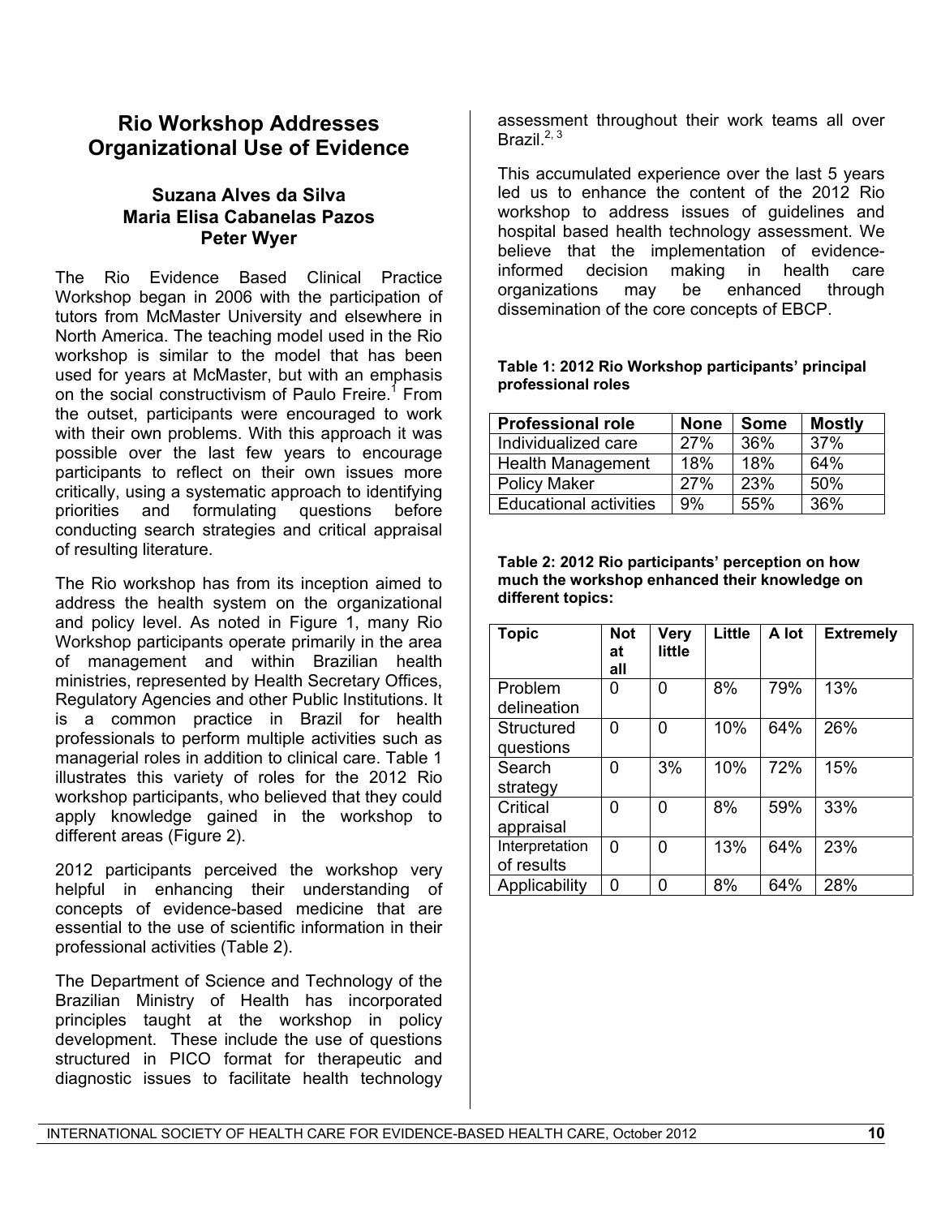# Rio Workshop Addresses Organizational Use of Evidence

**Suzana Alves da Silva**
**Maria Elisa Cabanelas Pazos**
**Peter Wyer**

The Rio Evidence Based Clinical Practice Workshop began in 2006 with the participation of tutors from McMaster University and elsewhere in North America. The teaching model used in the Rio workshop is similar to the model that has been used for years at McMaster, but with an emphasis on the social constructivism of Paulo Freire.[1] From the outset, participants were encouraged to work with their own problems. With this approach it was possible over the last few years to encourage participants to reflect on their own issues more critically, using a systematic approach to identifying priorities and formulating questions before conducting search strategies and critical appraisal of resulting literature.

The Rio workshop has from its inception aimed to address the health system on the organizational and policy level. As noted in Figure 1, many Rio Workshop participants operate primarily in the area of management and within Brazilian health ministries, represented by Health Secretary Offices, Regulatory Agencies and other Public Institutions. It is a common practice in Brazil for health professionals to perform multiple activities such as managerial roles in addition to clinical care. Table 1 illustrates this variety of roles for the 2012 Rio workshop participants, who believed that they could apply knowledge gained in the workshop to different areas (Figure 2).

2012 participants perceived the workshop very helpful in enhancing their understanding of concepts of evidence-based medicine that are essential to the use of scientific information in their professional activities (Table 2).

The Department of Science and Technology of the Brazilian Ministry of Health has incorporated principles taught at the workshop in policy development. These include the use of questions structured in PICO format for therapeutic and diagnostic issues to facilitate health technology assessment throughout their work teams all over Brazil.[2, 3]

This accumulated experience over the last 5 years led us to enhance the content of the 2012 Rio workshop to address issues of guidelines and hospital based health technology assessment. We believe that the implementation of evidence-informed decision making in health care organizations may be enhanced through dissemination of the core concepts of EBCP.

**Table 1: 2012 Rio Workshop participants' principal professional roles**

| Professional role | None | Some | Mostly |
|---|---|---|---|
| Individualized care | 27% | 36% | 37% |
| Health Management | 18% | 18% | 64% |
| Policy Maker | 27% | 23% | 50% |
| Educational activities | 9% | 55% | 36% |

**Table 2: 2012 Rio participants' perception on how much the workshop enhanced their knowledge on different topics:**

| Topic | Not at all | Very little | Little | A lot | Extremely |
|---|---|---|---|---|---|
| Problem delineation | 0 | 0 | 8% | 79% | 13% |
| Structured questions | 0 | 0 | 10% | 64% | 26% |
| Search strategy | 0 | 3% | 10% | 72% | 15% |
| Critical appraisal | 0 | 0 | 8% | 59% | 33% |
| Interpretation of results | 0 | 0 | 13% | 64% | 23% |
| Applicability | 0 | 0 | 8% | 64% | 28% |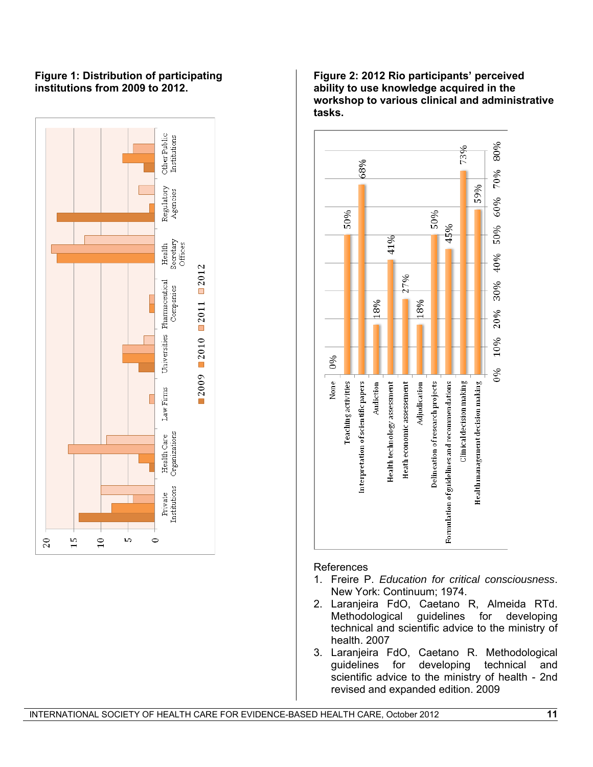**Figure 1: Distribution of participating institutions from 2009 to 2012.**

**Figure 2: 2012 Rio participants' perceived ability to use knowledge acquired in the workshop to various clinical and administrative tasks.**

References

1. Freire P. *Education for critical consciousness*. New York: Continuum; 1974.
2. Laranjeira FdO, Caetano R, Almeida RTd. Methodological guidelines for developing technical and scientific advice to the ministry of health. 2007
3. Laranjeira FdO, Caetano R. Methodological guidelines for developing technical and scientific advice to the ministry of health - 2nd revised and expanded edition. 2009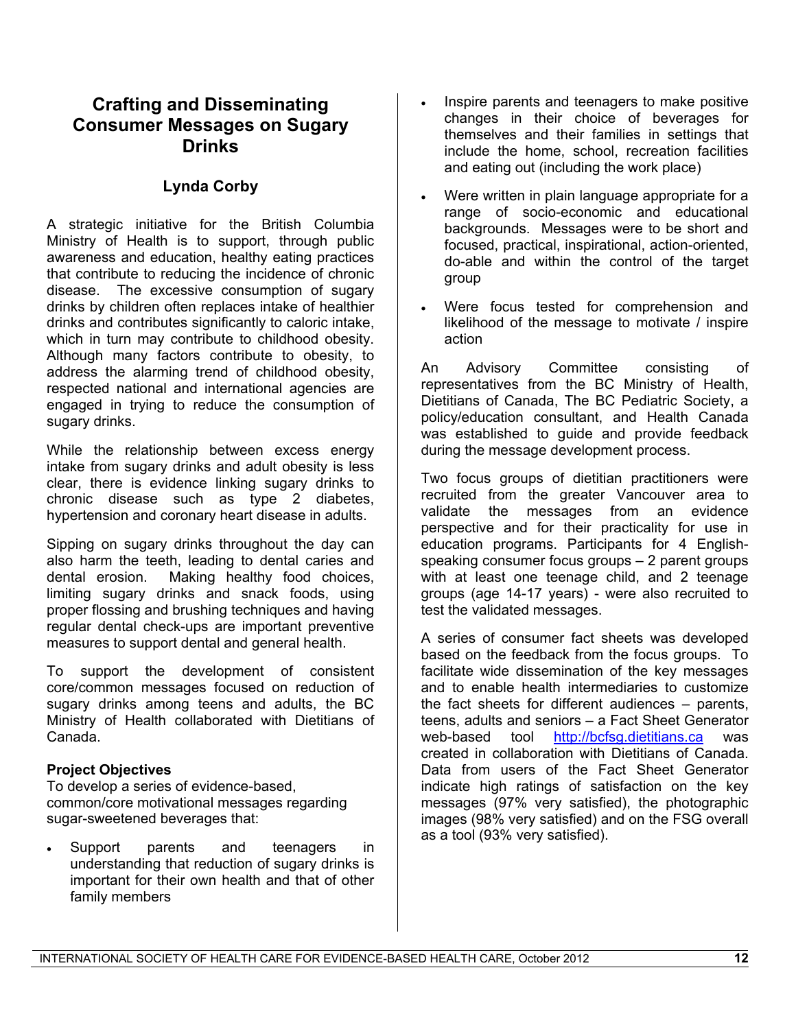# Crafting and Disseminating Consumer Messages on Sugary Drinks

### Lynda Corby

A strategic initiative for the British Columbia Ministry of Health is to support, through public awareness and education, healthy eating practices that contribute to reducing the incidence of chronic disease. The excessive consumption of sugary drinks by children often replaces intake of healthier drinks and contributes significantly to caloric intake, which in turn may contribute to childhood obesity. Although many factors contribute to obesity, to address the alarming trend of childhood obesity, respected national and international agencies are engaged in trying to reduce the consumption of sugary drinks.

While the relationship between excess energy intake from sugary drinks and adult obesity is less clear, there is evidence linking sugary drinks to chronic disease such as type 2 diabetes, hypertension and coronary heart disease in adults.

Sipping on sugary drinks throughout the day can also harm the teeth, leading to dental caries and dental erosion. Making healthy food choices, limiting sugary drinks and snack foods, using proper flossing and brushing techniques and having regular dental check-ups are important preventive measures to support dental and general health.

To support the development of consistent core/common messages focused on reduction of sugary drinks among teens and adults, the BC Ministry of Health collaborated with Dietitians of Canada.

**Project Objectives**

To develop a series of evidence-based, common/core motivational messages regarding sugar-sweetened beverages that:

- Support parents and teenagers in understanding that reduction of sugary drinks is important for their own health and that of other family members
- Inspire parents and teenagers to make positive changes in their choice of beverages for themselves and their families in settings that include the home, school, recreation facilities and eating out (including the work place)
- Were written in plain language appropriate for a range of socio-economic and educational backgrounds. Messages were to be short and focused, practical, inspirational, action-oriented, do-able and within the control of the target group
- Were focus tested for comprehension and likelihood of the message to motivate / inspire action

An Advisory Committee consisting of representatives from the BC Ministry of Health, Dietitians of Canada, The BC Pediatric Society, a policy/education consultant, and Health Canada was established to guide and provide feedback during the message development process.

Two focus groups of dietitian practitioners were recruited from the greater Vancouver area to validate the messages from an evidence perspective and for their practicality for use in education programs. Participants for 4 English-speaking consumer focus groups – 2 parent groups with at least one teenage child, and 2 teenage groups (age 14-17 years) - were also recruited to test the validated messages.

A series of consumer fact sheets was developed based on the feedback from the focus groups. To facilitate wide dissemination of the key messages and to enable health intermediaries to customize the fact sheets for different audiences – parents, teens, adults and seniors – a Fact Sheet Generator web-based tool http://bcfsg.dietitians.ca was created in collaboration with Dietitians of Canada. Data from users of the Fact Sheet Generator indicate high ratings of satisfaction on the key messages (97% very satisfied), the photographic images (98% very satisfied) and on the FSG overall as a tool (93% very satisfied).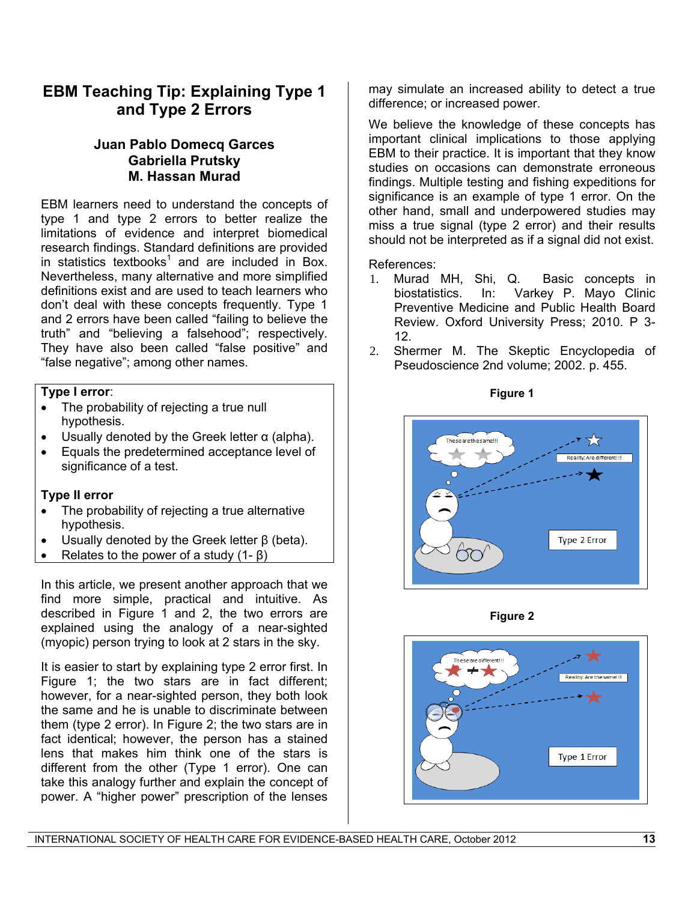# EBM Teaching Tip: Explaining Type 1 and Type 2 Errors

**Juan Pablo Domecq Garces**
**Gabriella Prutsky**
**M. Hassan Murad**

EBM learners need to understand the concepts of type 1 and type 2 errors to better realize the limitations of evidence and interpret biomedical research findings. Standard definitions are provided in statistics textbooks[1] and are included in Box. Nevertheless, many alternative and more simplified definitions exist and are used to teach learners who don't deal with these concepts frequently. Type 1 and 2 errors have been called "failing to believe the truth" and "believing a falsehood"; respectively. They have also been called "false positive" and "false negative"; among other names.

**Type I error**:

- The probability of rejecting a true null hypothesis.
- Usually denoted by the Greek letter α (alpha).
- Equals the predetermined acceptance level of significance of a test.

**Type II error**

- The probability of rejecting a true alternative hypothesis.
- Usually denoted by the Greek letter β (beta).
- Relates to the power of a study (1- β)

In this article, we present another approach that we find more simple, practical and intuitive. As described in Figure 1 and 2, the two errors are explained using the analogy of a near-sighted (myopic) person trying to look at 2 stars in the sky.

It is easier to start by explaining type 2 error first. In Figure 1; the two stars are in fact different; however, for a near-sighted person, they both look the same and he is unable to discriminate between them (type 2 error). In Figure 2; the two stars are in fact identical; however, the person has a stained lens that makes him think one of the stars is different from the other (Type 1 error). One can take this analogy further and explain the concept of power. A "higher power" prescription of the lenses may simulate an increased ability to detect a true difference; or increased power.

We believe the knowledge of these concepts has important clinical implications to those applying EBM to their practice. It is important that they know studies on occasions can demonstrate erroneous findings. Multiple testing and fishing expeditions for significance is an example of type 1 error. On the other hand, small and underpowered studies may miss a true signal (type 2 error) and their results should not be interpreted as if a signal did not exist.

References:

1. Murad MH, Shi, Q. Basic concepts in biostatistics. In: Varkey P. Mayo Clinic Preventive Medicine and Public Health Board Review. Oxford University Press; 2010. P 3-12.
2. Shermer M. The Skeptic Encyclopedia of Pseudoscience 2nd volume; 2002. p. 455.

**Figure 1**

**Figure 2**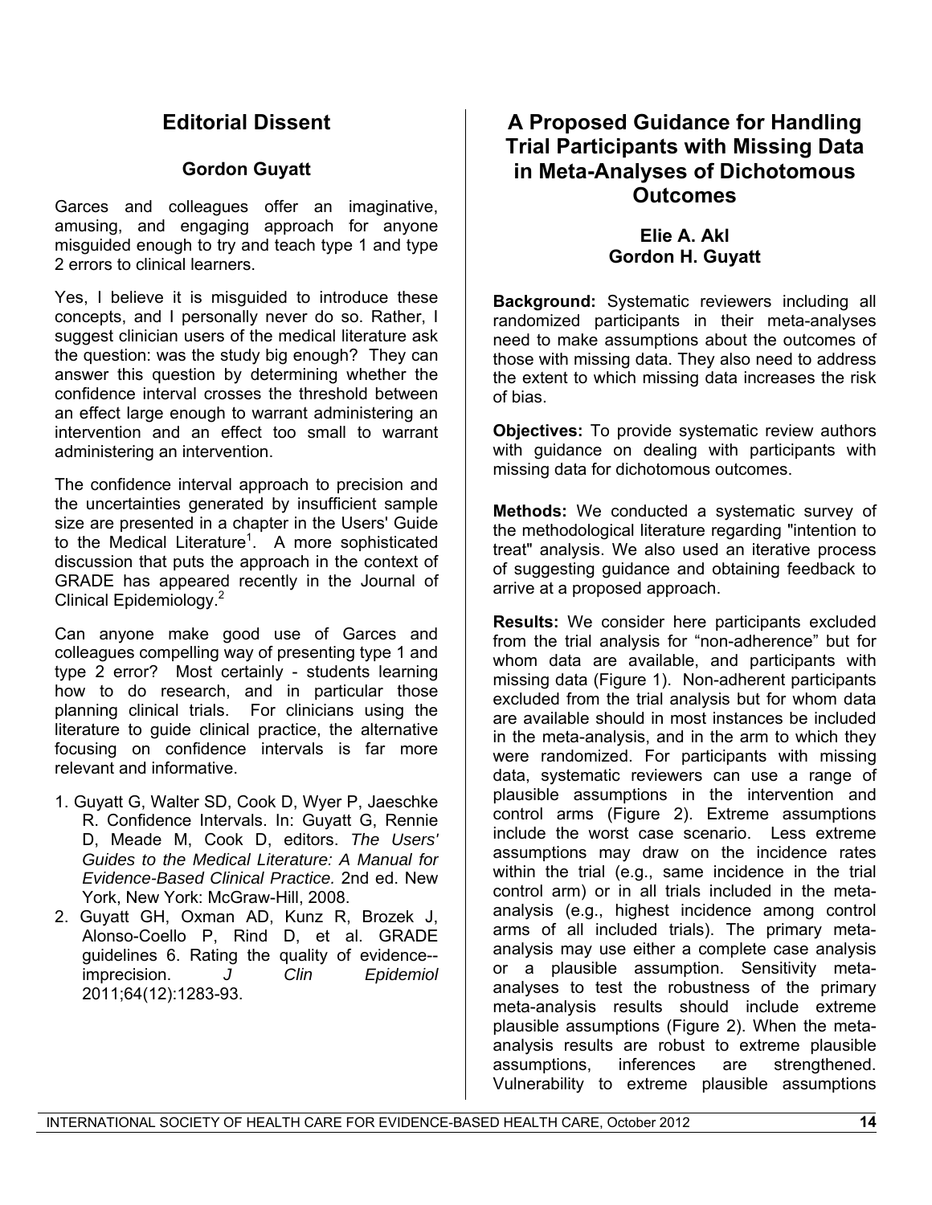## Editorial Dissent

### Gordon Guyatt

Garces and colleagues offer an imaginative, amusing, and engaging approach for anyone misguided enough to try and teach type 1 and type 2 errors to clinical learners.

Yes, I believe it is misguided to introduce these concepts, and I personally never do so. Rather, I suggest clinician users of the medical literature ask the question: was the study big enough? They can answer this question by determining whether the confidence interval crosses the threshold between an effect large enough to warrant administering an intervention and an effect too small to warrant administering an intervention.

The confidence interval approach to precision and the uncertainties generated by insufficient sample size are presented in a chapter in the Users' Guide to the Medical Literature[1]. A more sophisticated discussion that puts the approach in the context of GRADE has appeared recently in the Journal of Clinical Epidemiology.[2]

Can anyone make good use of Garces and colleagues compelling way of presenting type 1 and type 2 error? Most certainly - students learning how to do research, and in particular those planning clinical trials. For clinicians using the literature to guide clinical practice, the alternative focusing on confidence intervals is far more relevant and informative.

1. Guyatt G, Walter SD, Cook D, Wyer P, Jaeschke R. Confidence Intervals. In: Guyatt G, Rennie D, Meade M, Cook D, editors. *The Users' Guides to the Medical Literature: A Manual for Evidence-Based Clinical Practice.* 2nd ed. New York, New York: McGraw-Hill, 2008.
2. Guyatt GH, Oxman AD, Kunz R, Brozek J, Alonso-Coello P, Rind D, et al. GRADE guidelines 6. Rating the quality of evidence--imprecision. *J Clin Epidemiol* 2011;64(12):1283-93.

## A Proposed Guidance for Handling Trial Participants with Missing Data in Meta-Analyses of Dichotomous Outcomes

### Elie A. Akl
### Gordon H. Guyatt

**Background:** Systematic reviewers including all randomized participants in their meta-analyses need to make assumptions about the outcomes of those with missing data. They also need to address the extent to which missing data increases the risk of bias.

**Objectives:** To provide systematic review authors with guidance on dealing with participants with missing data for dichotomous outcomes.

**Methods:** We conducted a systematic survey of the methodological literature regarding "intention to treat" analysis. We also used an iterative process of suggesting guidance and obtaining feedback to arrive at a proposed approach.

**Results:** We consider here participants excluded from the trial analysis for "non-adherence" but for whom data are available, and participants with missing data (Figure 1). Non-adherent participants excluded from the trial analysis but for whom data are available should in most instances be included in the meta-analysis, and in the arm to which they were randomized. For participants with missing data, systematic reviewers can use a range of plausible assumptions in the intervention and control arms (Figure 2). Extreme assumptions include the worst case scenario. Less extreme assumptions may draw on the incidence rates within the trial (e.g., same incidence in the trial control arm) or in all trials included in the meta-analysis (e.g., highest incidence among control arms of all included trials). The primary meta-analysis may use either a complete case analysis or a plausible assumption. Sensitivity meta-analyses to test the robustness of the primary meta-analysis results should include extreme plausible assumptions (Figure 2). When the meta-analysis results are robust to extreme plausible assumptions, inferences are strengthened. Vulnerability to extreme plausible assumptions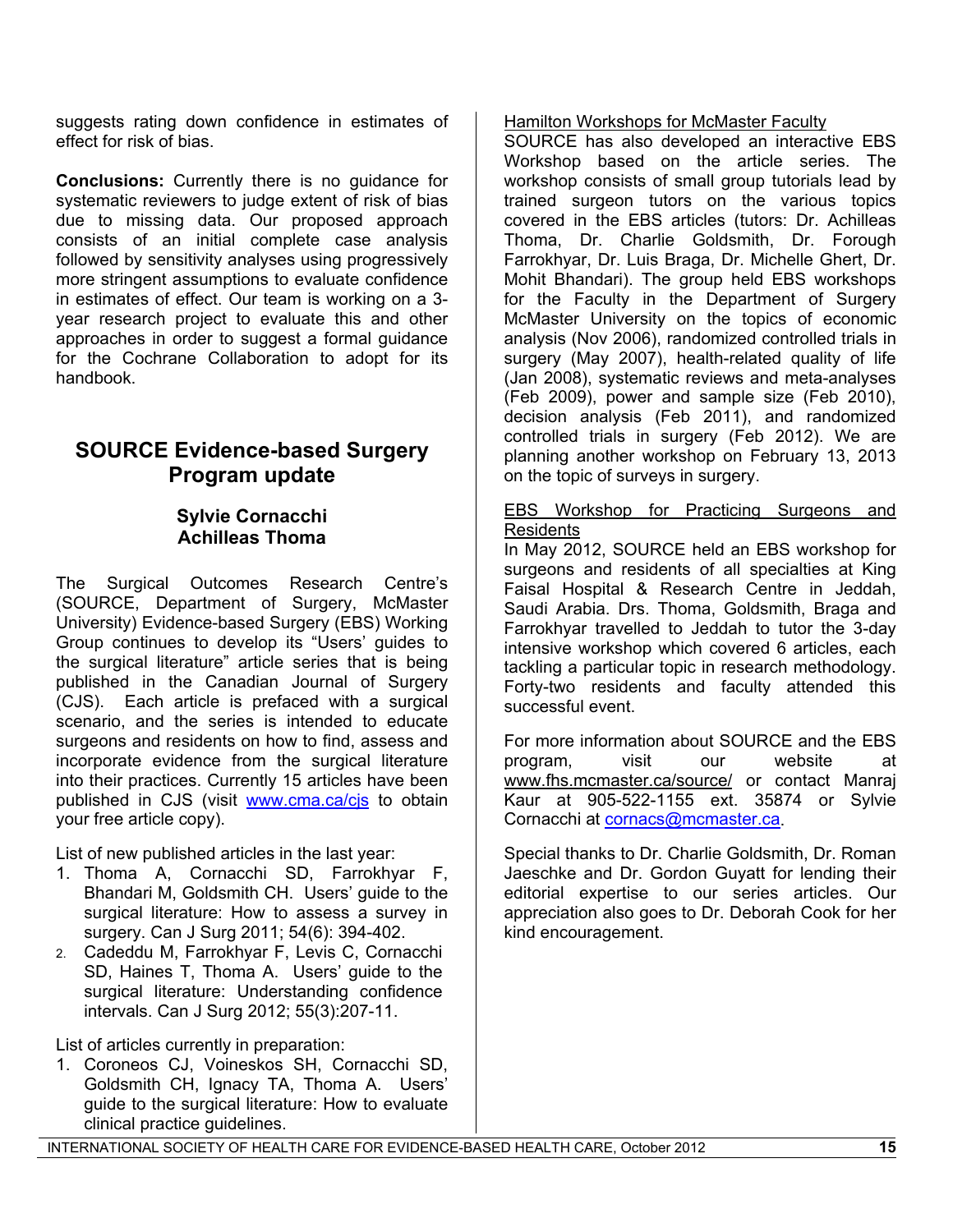suggests rating down confidence in estimates of effect for risk of bias.

**Conclusions:** Currently there is no guidance for systematic reviewers to judge extent of risk of bias due to missing data. Our proposed approach consists of an initial complete case analysis followed by sensitivity analyses using progressively more stringent assumptions to evaluate confidence in estimates of effect. Our team is working on a 3-year research project to evaluate this and other approaches in order to suggest a formal guidance for the Cochrane Collaboration to adopt for its handbook.

## SOURCE Evidence-based Surgery Program update

**Sylvie Cornacchi**
**Achilleas Thoma**

The Surgical Outcomes Research Centre's (SOURCE, Department of Surgery, McMaster University) Evidence-based Surgery (EBS) Working Group continues to develop its "Users' guides to the surgical literature" article series that is being published in the Canadian Journal of Surgery (CJS). Each article is prefaced with a surgical scenario, and the series is intended to educate surgeons and residents on how to find, assess and incorporate evidence from the surgical literature into their practices. Currently 15 articles have been published in CJS (visit www.cma.ca/cjs to obtain your free article copy).

List of new published articles in the last year:

1. Thoma A, Cornacchi SD, Farrokhyar F, Bhandari M, Goldsmith CH. Users' guide to the surgical literature: How to assess a survey in surgery. Can J Surg 2011; 54(6): 394-402.
2. Cadeddu M, Farrokhyar F, Levis C, Cornacchi SD, Haines T, Thoma A. Users' guide to the surgical literature: Understanding confidence intervals. Can J Surg 2012; 55(3):207-11.

List of articles currently in preparation:

1. Coroneos CJ, Voineskos SH, Cornacchi SD, Goldsmith CH, Ignacy TA, Thoma A. Users' guide to the surgical literature: How to evaluate clinical practice guidelines.

Hamilton Workshops for McMaster Faculty

SOURCE has also developed an interactive EBS Workshop based on the article series. The workshop consists of small group tutorials lead by trained surgeon tutors on the various topics covered in the EBS articles (tutors: Dr. Achilleas Thoma, Dr. Charlie Goldsmith, Dr. Forough Farrokhyar, Dr. Luis Braga, Dr. Michelle Ghert, Dr. Mohit Bhandari). The group held EBS workshops for the Faculty in the Department of Surgery McMaster University on the topics of economic analysis (Nov 2006), randomized controlled trials in surgery (May 2007), health-related quality of life (Jan 2008), systematic reviews and meta-analyses (Feb 2009), power and sample size (Feb 2010), decision analysis (Feb 2011), and randomized controlled trials in surgery (Feb 2012). We are planning another workshop on February 13, 2013 on the topic of surveys in surgery.

EBS Workshop for Practicing Surgeons and Residents

In May 2012, SOURCE held an EBS workshop for surgeons and residents of all specialties at King Faisal Hospital & Research Centre in Jeddah, Saudi Arabia. Drs. Thoma, Goldsmith, Braga and Farrokhyar travelled to Jeddah to tutor the 3-day intensive workshop which covered 6 articles, each tackling a particular topic in research methodology. Forty-two residents and faculty attended this successful event.

For more information about SOURCE and the EBS program, visit our website at www.fhs.mcmaster.ca/source/ or contact Manraj Kaur at 905-522-1155 ext. 35874 or Sylvie Cornacchi at cornacs@mcmaster.ca.

Special thanks to Dr. Charlie Goldsmith, Dr. Roman Jaeschke and Dr. Gordon Guyatt for lending their editorial expertise to our series articles. Our appreciation also goes to Dr. Deborah Cook for her kind encouragement.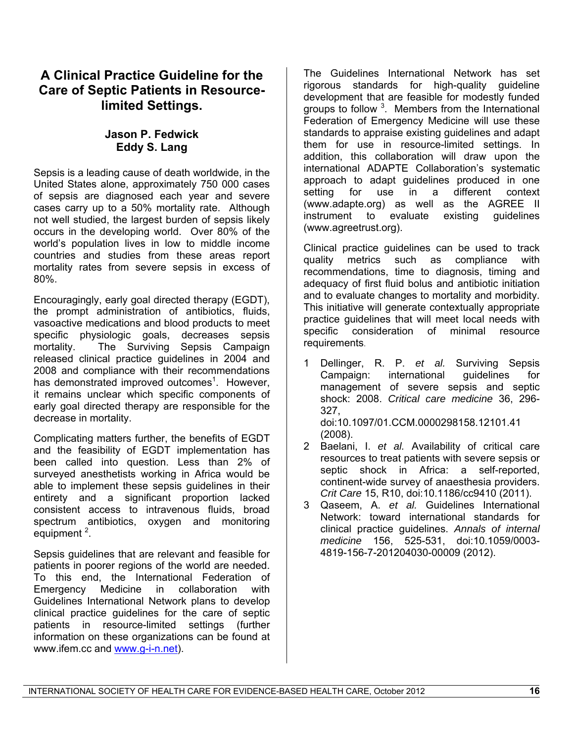# A Clinical Practice Guideline for the Care of Septic Patients in Resource-limited Settings.

**Jason P. Fedwick**
**Eddy S. Lang**

Sepsis is a leading cause of death worldwide, in the United States alone, approximately 750 000 cases of sepsis are diagnosed each year and severe cases carry up to a 50% mortality rate. Although not well studied, the largest burden of sepsis likely occurs in the developing world. Over 80% of the world's population lives in low to middle income countries and studies from these areas report mortality rates from severe sepsis in excess of 80%.

Encouragingly, early goal directed therapy (EGDT), the prompt administration of antibiotics, fluids, vasoactive medications and blood products to meet specific physiologic goals, decreases sepsis mortality. The Surviving Sepsis Campaign released clinical practice guidelines in 2004 and 2008 and compliance with their recommendations has demonstrated improved outcomes[1]. However, it remains unclear which specific components of early goal directed therapy are responsible for the decrease in mortality.

Complicating matters further, the benefits of EGDT and the feasibility of EGDT implementation has been called into question. Less than 2% of surveyed anesthetists working in Africa would be able to implement these sepsis guidelines in their entirety and a significant proportion lacked consistent access to intravenous fluids, broad spectrum antibiotics, oxygen and monitoring equipment [2].

Sepsis guidelines that are relevant and feasible for patients in poorer regions of the world are needed. To this end, the International Federation of Emergency Medicine in collaboration with Guidelines International Network plans to develop clinical practice guidelines for the care of septic patients in resource-limited settings (further information on these organizations can be found at www.ifem.cc and www.g-i-n.net).

The Guidelines International Network has set rigorous standards for high-quality guideline development that are feasible for modestly funded groups to follow [3]. Members from the International Federation of Emergency Medicine will use these standards to appraise existing guidelines and adapt them for use in resource-limited settings. In addition, this collaboration will draw upon the international ADAPTE Collaboration's systematic approach to adapt guidelines produced in one setting for use in a different context (www.adapte.org) as well as the AGREE II instrument to evaluate existing guidelines (www.agreetrust.org).

Clinical practice guidelines can be used to track quality metrics such as compliance with recommendations, time to diagnosis, timing and adequacy of first fluid bolus and antibiotic initiation and to evaluate changes to mortality and morbidity. This initiative will generate contextually appropriate practice guidelines that will meet local needs with specific consideration of minimal resource requirements.

1. Dellinger, R. P. *et al.* Surviving Sepsis Campaign: international guidelines for management of severe sepsis and septic shock: 2008. *Critical care medicine* 36, 296-327, doi:10.1097/01.CCM.0000298158.12101.41 (2008).
2. Baelani, I. *et al.* Availability of critical care resources to treat patients with severe sepsis or septic shock in Africa: a self-reported, continent-wide survey of anaesthesia providers. *Crit Care* 15, R10, doi:10.1186/cc9410 (2011).
3. Qaseem, A. *et al.* Guidelines International Network: toward international standards for clinical practice guidelines. *Annals of internal medicine* 156, 525-531, doi:10.1059/0003-4819-156-7-201204030-00009 (2012).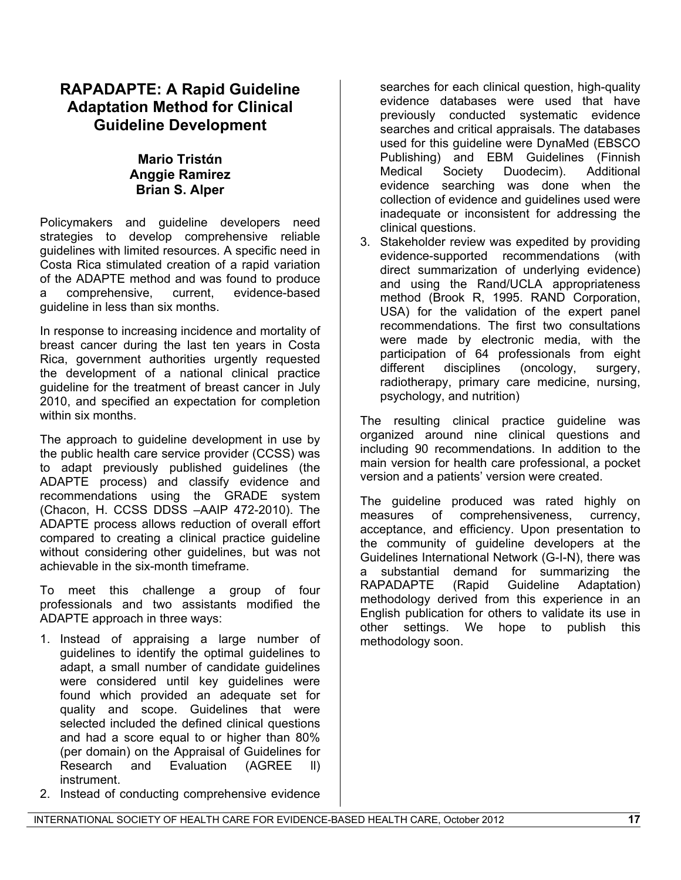# RAPADAPTE: A Rapid Guideline Adaptation Method for Clinical Guideline Development

**Mario Tristán**
**Anggie Ramirez**
**Brian S. Alper**

Policymakers and guideline developers need strategies to develop comprehensive reliable guidelines with limited resources. A specific need in Costa Rica stimulated creation of a rapid variation of the ADAPTE method and was found to produce a comprehensive, current, evidence-based guideline in less than six months.

In response to increasing incidence and mortality of breast cancer during the last ten years in Costa Rica, government authorities urgently requested the development of a national clinical practice guideline for the treatment of breast cancer in July 2010, and specified an expectation for completion within six months.

The approach to guideline development in use by the public health care service provider (CCSS) was to adapt previously published guidelines (the ADAPTE process) and classify evidence and recommendations using the GRADE system (Chacon, H. CCSS DDSS –AAIP 472-2010). The ADAPTE process allows reduction of overall effort compared to creating a clinical practice guideline without considering other guidelines, but was not achievable in the six-month timeframe.

To meet this challenge a group of four professionals and two assistants modified the ADAPTE approach in three ways:

1. Instead of appraising a large number of guidelines to identify the optimal guidelines to adapt, a small number of candidate guidelines were considered until key guidelines were found which provided an adequate set for quality and scope. Guidelines that were selected included the defined clinical questions and had a score equal to or higher than 80% (per domain) on the Appraisal of Guidelines for Research and Evaluation (AGREE II) instrument.
2. Instead of conducting comprehensive evidence searches for each clinical question, high-quality evidence databases were used that have previously conducted systematic evidence searches and critical appraisals. The databases used for this guideline were DynaMed (EBSCO Publishing) and EBM Guidelines (Finnish Medical Society Duodecim). Additional evidence searching was done when the collection of evidence and guidelines used were inadequate or inconsistent for addressing the clinical questions.
3. Stakeholder review was expedited by providing evidence-supported recommendations (with direct summarization of underlying evidence) and using the Rand/UCLA appropriateness method (Brook R, 1995. RAND Corporation, USA) for the validation of the expert panel recommendations. The first two consultations were made by electronic media, with the participation of 64 professionals from eight different disciplines (oncology, surgery, radiotherapy, primary care medicine, nursing, psychology, and nutrition)

The resulting clinical practice guideline was organized around nine clinical questions and including 90 recommendations. In addition to the main version for health care professional, a pocket version and a patients' version were created.

The guideline produced was rated highly on measures of comprehensiveness, currency, acceptance, and efficiency. Upon presentation to the community of guideline developers at the Guidelines International Network (G-I-N), there was a substantial demand for summarizing the RAPADAPTE (Rapid Guideline Adaptation) methodology derived from this experience in an English publication for others to validate its use in other settings. We hope to publish this methodology soon.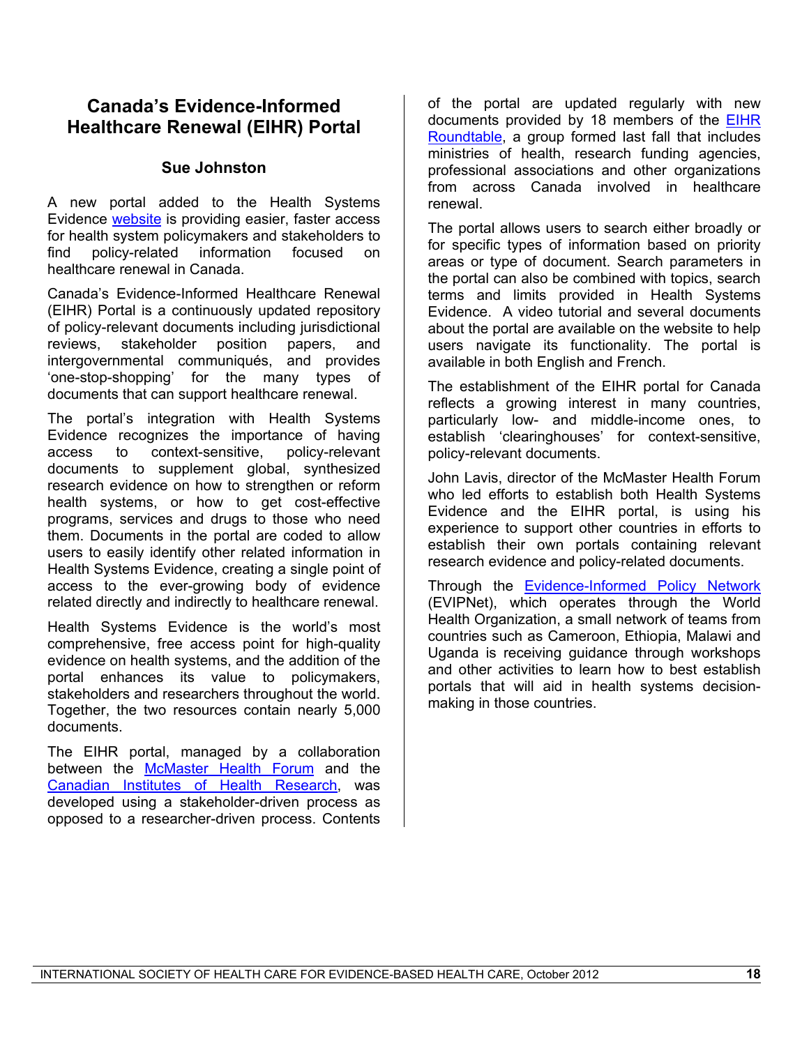## Canada's Evidence-Informed Healthcare Renewal (EIHR) Portal

**Sue Johnston**

A new portal added to the Health Systems Evidence website is providing easier, faster access for health system policymakers and stakeholders to find policy-related information focused on healthcare renewal in Canada.

Canada's Evidence-Informed Healthcare Renewal (EIHR) Portal is a continuously updated repository of policy-relevant documents including jurisdictional reviews, stakeholder position papers, and intergovernmental communiqués, and provides 'one-stop-shopping' for the many types of documents that can support healthcare renewal.

The portal's integration with Health Systems Evidence recognizes the importance of having access to context-sensitive, policy-relevant documents to supplement global, synthesized research evidence on how to strengthen or reform health systems, or how to get cost-effective programs, services and drugs to those who need them. Documents in the portal are coded to allow users to easily identify other related information in Health Systems Evidence, creating a single point of access to the ever-growing body of evidence related directly and indirectly to healthcare renewal.

Health Systems Evidence is the world's most comprehensive, free access point for high-quality evidence on health systems, and the addition of the portal enhances its value to policymakers, stakeholders and researchers throughout the world. Together, the two resources contain nearly 5,000 documents.

The EIHR portal, managed by a collaboration between the McMaster Health Forum and the Canadian Institutes of Health Research, was developed using a stakeholder-driven process as opposed to a researcher-driven process. Contents of the portal are updated regularly with new documents provided by 18 members of the EIHR Roundtable, a group formed last fall that includes ministries of health, research funding agencies, professional associations and other organizations from across Canada involved in healthcare renewal.

The portal allows users to search either broadly or for specific types of information based on priority areas or type of document. Search parameters in the portal can also be combined with topics, search terms and limits provided in Health Systems Evidence. A video tutorial and several documents about the portal are available on the website to help users navigate its functionality. The portal is available in both English and French.

The establishment of the EIHR portal for Canada reflects a growing interest in many countries, particularly low- and middle-income ones, to establish 'clearinghouses' for context-sensitive, policy-relevant documents.

John Lavis, director of the McMaster Health Forum who led efforts to establish both Health Systems Evidence and the EIHR portal, is using his experience to support other countries in efforts to establish their own portals containing relevant research evidence and policy-related documents.

Through the Evidence-Informed Policy Network (EVIPNet), which operates through the World Health Organization, a small network of teams from countries such as Cameroon, Ethiopia, Malawi and Uganda is receiving guidance through workshops and other activities to learn how to best establish portals that will aid in health systems decision-making in those countries.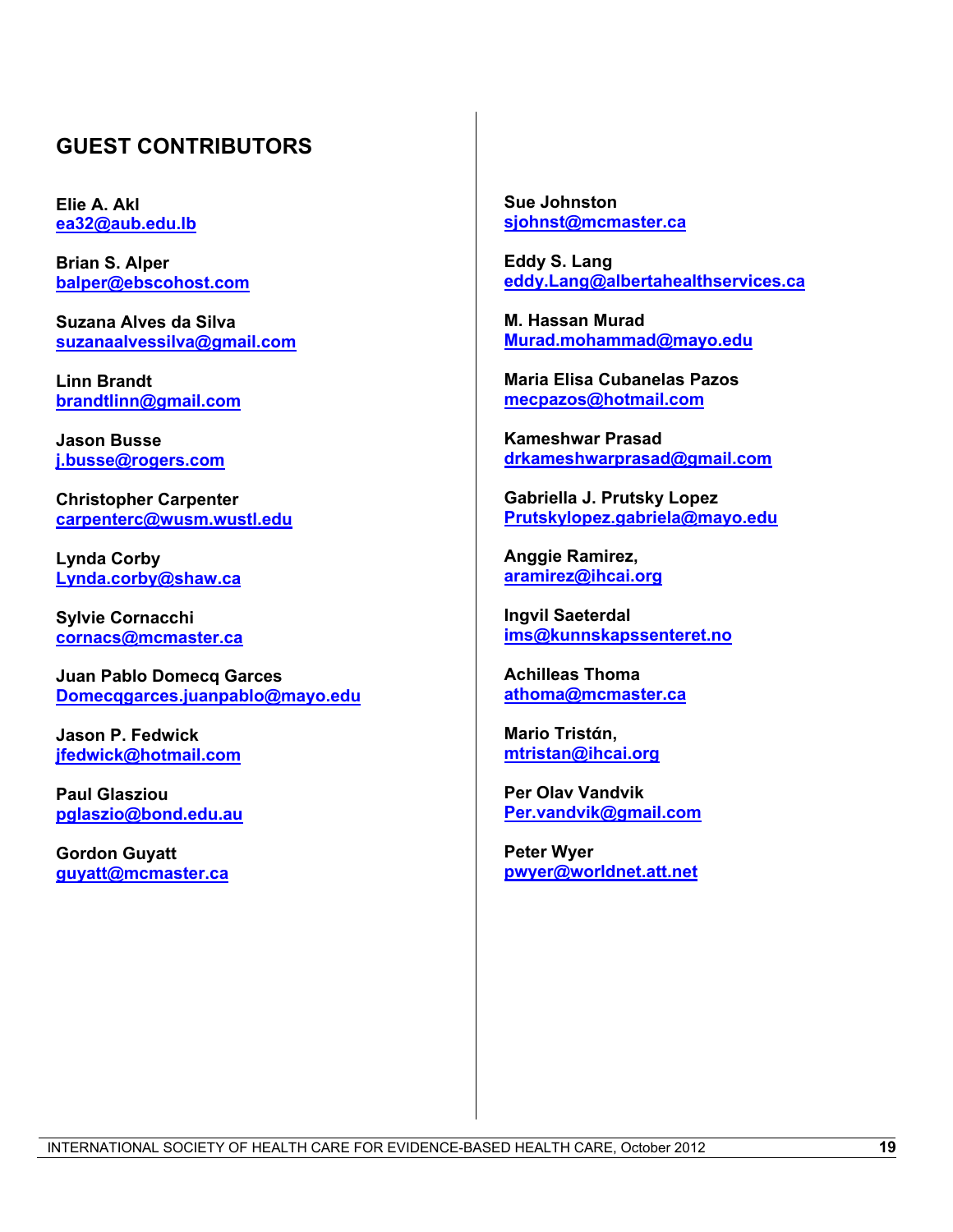## GUEST CONTRIBUTORS

**Elie A. Akl**
ea32@aub.edu.lb

**Brian S. Alper**
balper@ebscohost.com

**Suzana Alves da Silva**
suzanaalvessilva@gmail.com

**Linn Brandt**
brandtlinn@gmail.com

**Jason Busse**
j.busse@rogers.com

**Christopher Carpenter**
carpenterc@wusm.wustl.edu

**Lynda Corby**
Lynda.corby@shaw.ca

**Sylvie Cornacchi**
cornacs@mcmaster.ca

**Juan Pablo Domecq Garces**
Domecqgarces.juanpablo@mayo.edu

**Jason P. Fedwick**
jfedwick@hotmail.com

**Paul Glasziou**
pglaszio@bond.edu.au

**Gordon Guyatt**
guyatt@mcmaster.ca

**Sue Johnston**
sjohnst@mcmaster.ca

**Eddy S. Lang**
eddy.Lang@albertahealthservices.ca

**M. Hassan Murad**
Murad.mohammad@mayo.edu

**Maria Elisa Cubanelas Pazos**
mecpazos@hotmail.com

**Kameshwar Prasad**
drkameshwarprasad@gmail.com

**Gabriella J. Prutsky Lopez**
Prutskylopez.gabriela@mayo.edu

**Anggie Ramirez,**
aramirez@ihcai.org

**Ingvil Saeterdal**
ims@kunnskapssenteret.no

**Achilleas Thoma**
athoma@mcmaster.ca

**Mario Tristάn,**
mtristan@ihcai.org

**Per Olav Vandvik**
Per.vandvik@gmail.com

**Peter Wyer**
pwyer@worldnet.att.net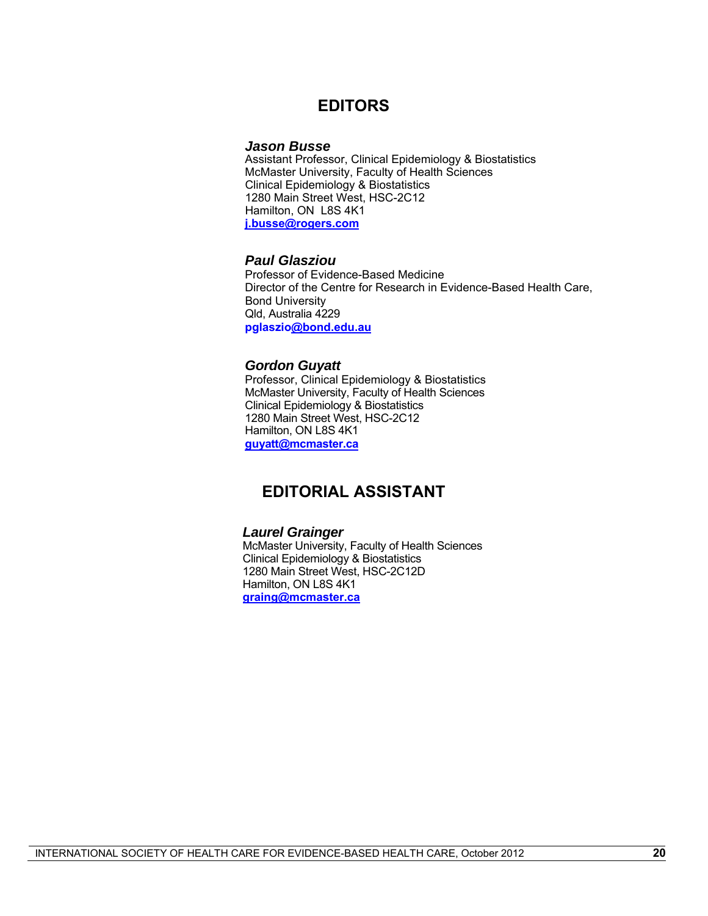# EDITORS

***Jason Busse***
Assistant Professor, Clinical Epidemiology & Biostatistics
McMaster University, Faculty of Health Sciences
Clinical Epidemiology & Biostatistics
1280 Main Street West, HSC-2C12
Hamilton, ON  L8S 4K1
**j.busse@rogers.com**

***Paul Glasziou***
Professor of Evidence-Based Medicine
Director of the Centre for Research in Evidence-Based Health Care,
Bond University
Qld, Australia 4229
**pglaszio@bond.edu.au**

***Gordon Guyatt***
Professor, Clinical Epidemiology & Biostatistics
McMaster University, Faculty of Health Sciences
Clinical Epidemiology & Biostatistics
1280 Main Street West, HSC-2C12
Hamilton, ON L8S 4K1
**guyatt@mcmaster.ca**

# EDITORIAL ASSISTANT

***Laurel Grainger***
McMaster University, Faculty of Health Sciences
Clinical Epidemiology & Biostatistics
1280 Main Street West, HSC-2C12D
Hamilton, ON L8S 4K1
**graing@mcmaster.ca**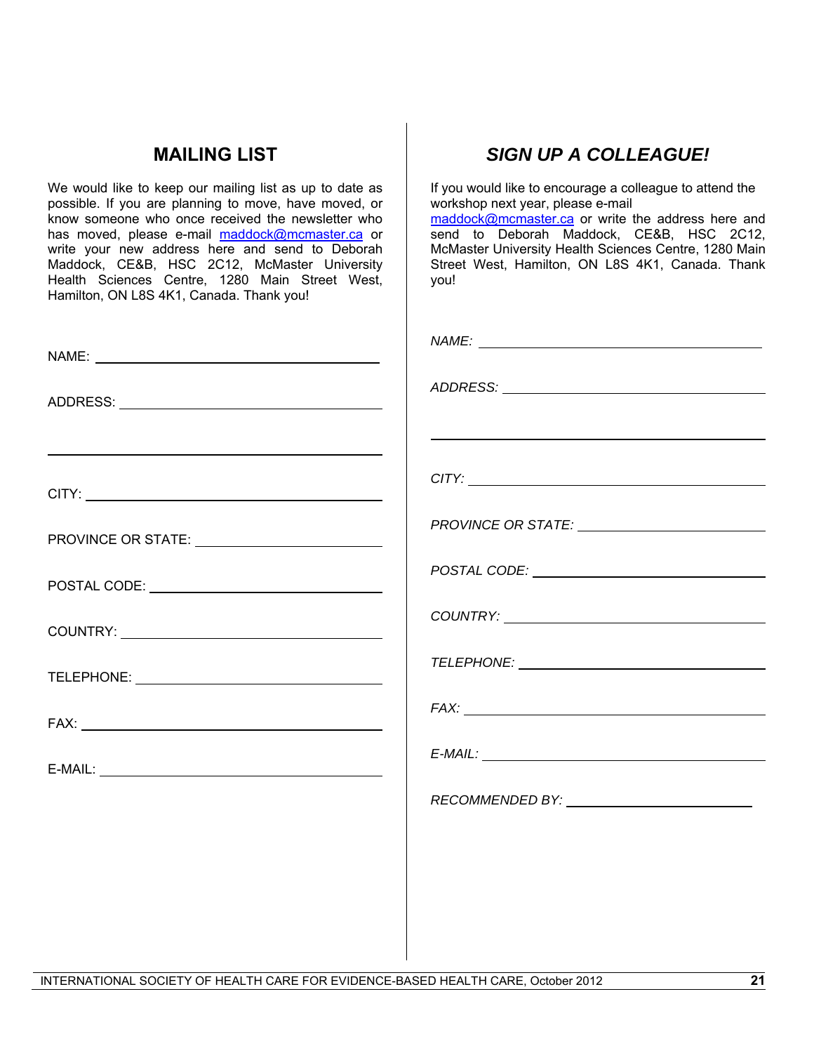## MAILING LIST

We would like to keep our mailing list as up to date as possible. If you are planning to move, have moved, or know someone who once received the newsletter who has moved, please e-mail maddock@mcmaster.ca or write your new address here and send to Deborah Maddock, CE&B, HSC 2C12, McMaster University Health Sciences Centre, 1280 Main Street West, Hamilton, ON L8S 4K1, Canada. Thank you!

NAME: ______________________________

ADDRESS: ______________________________

______________________________

CITY: ______________________________

PROVINCE OR STATE: ______________________________

POSTAL CODE: ______________________________

COUNTRY: ______________________________

TELEPHONE: ______________________________

FAX: ______________________________

E-MAIL: ______________________________

## *SIGN UP A COLLEAGUE!*

If you would like to encourage a colleague to attend the workshop next year, please e-mail maddock@mcmaster.ca or write the address here and send to Deborah Maddock, CE&B, HSC 2C12, McMaster University Health Sciences Centre, 1280 Main Street West, Hamilton, ON L8S 4K1, Canada. Thank you!

*NAME:* ______________________________

*ADDRESS:* ______________________________

______________________________

*CITY:* ______________________________

*PROVINCE OR STATE:* ______________________________

*POSTAL CODE:* ______________________________

*COUNTRY:* ______________________________

*TELEPHONE:* ______________________________

*FAX:* ______________________________

*E-MAIL:* ______________________________

*RECOMMENDED BY:* ______________________________